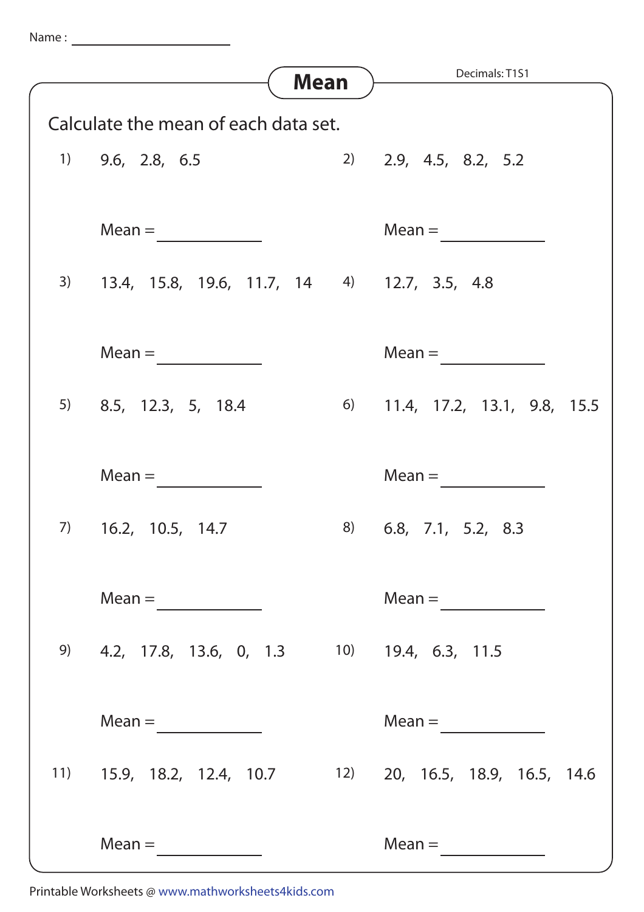Name : ____________________

# Mean

Decimals: T1S1

Calculate the mean of each data set.

1) 9.6, 2.8, 6.5

Mean = ____________

2) 2.9, 4.5, 8.2, 5.2

Mean = ____________

3) 13.4, 15.8, 19.6, 11.7, 14

Mean = ____________

4) 12.7, 3.5, 4.8

Mean = ____________

5) 8.5, 12.3, 5, 18.4

Mean = ____________

6) 11.4, 17.2, 13.1, 9.8, 15.5

Mean = ____________

7) 16.2, 10.5, 14.7

Mean = ____________

8) 6.8, 7.1, 5.2, 8.3

Mean = ____________

9) 4.2, 17.8, 13.6, 0, 1.3

Mean = ____________

10) 19.4, 6.3, 11.5

Mean = ____________

11) 15.9, 18.2, 12.4, 10.7

Mean = ____________

12) 20, 16.5, 18.9, 16.5, 14.6

Mean = ____________

Printable Worksheets @ www.mathworksheets4kids.com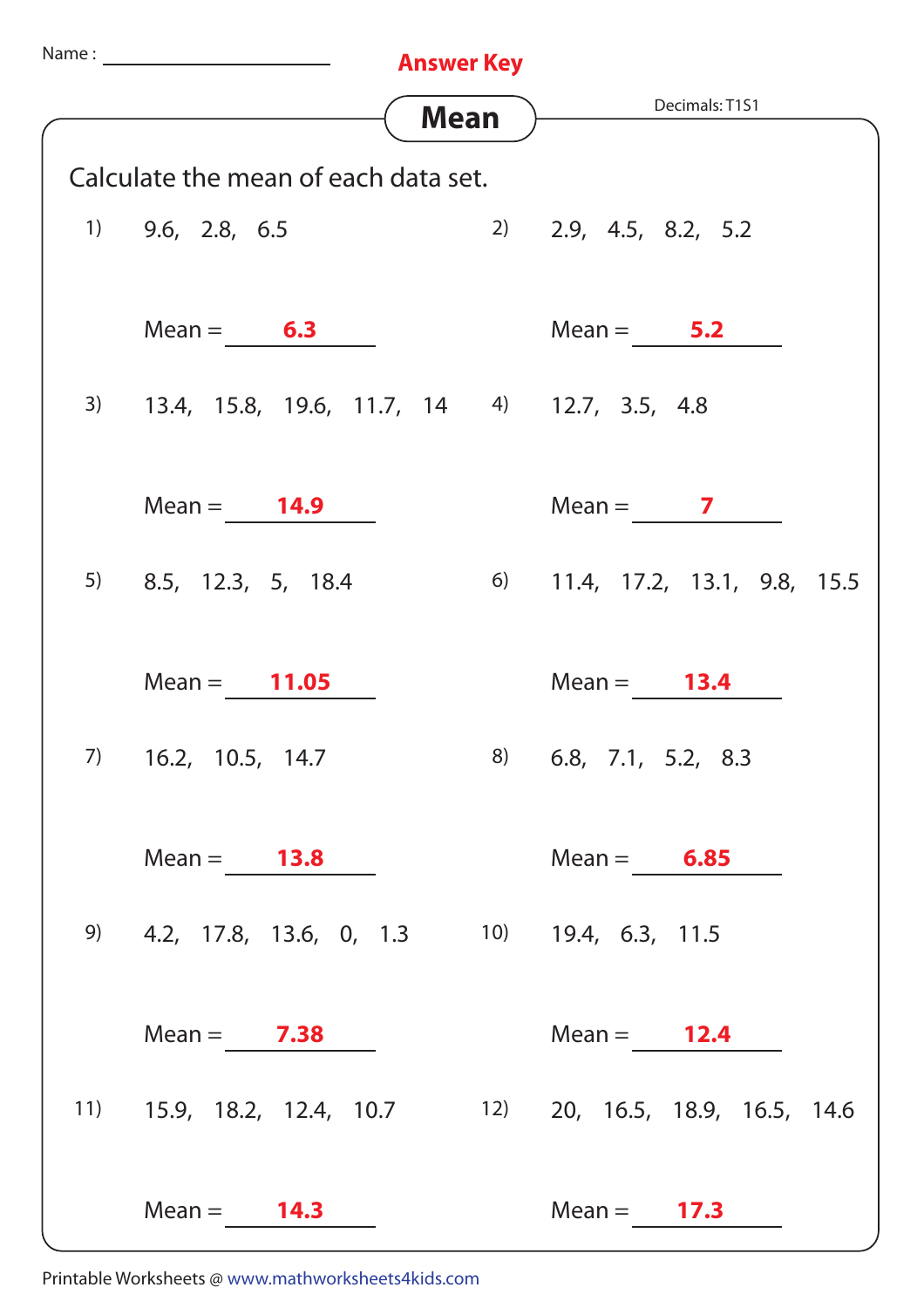Name : ____________________

**Answer Key**

# Mean

Decimals: T1S1

Calculate the mean of each data set.

1) 9.6, 2.8, 6.5

Mean = **6.3**

2) 2.9, 4.5, 8.2, 5.2

Mean = **5.2**

3) 13.4, 15.8, 19.6, 11.7, 14

Mean = **14.9**

4) 12.7, 3.5, 4.8

Mean = **7**

5) 8.5, 12.3, 5, 18.4

Mean = **11.05**

6) 11.4, 17.2, 13.1, 9.8, 15.5

Mean = **13.4**

7) 16.2, 10.5, 14.7

Mean = **13.8**

8) 6.8, 7.1, 5.2, 8.3

Mean = **6.85**

9) 4.2, 17.8, 13.6, 0, 1.3

Mean = **7.38**

10) 19.4, 6.3, 11.5

Mean = **12.4**

11) 15.9, 18.2, 12.4, 10.7

Mean = **14.3**

12) 20, 16.5, 18.9, 16.5, 14.6

Mean = **17.3**

Printable Worksheets @ www.mathworksheets4kids.com